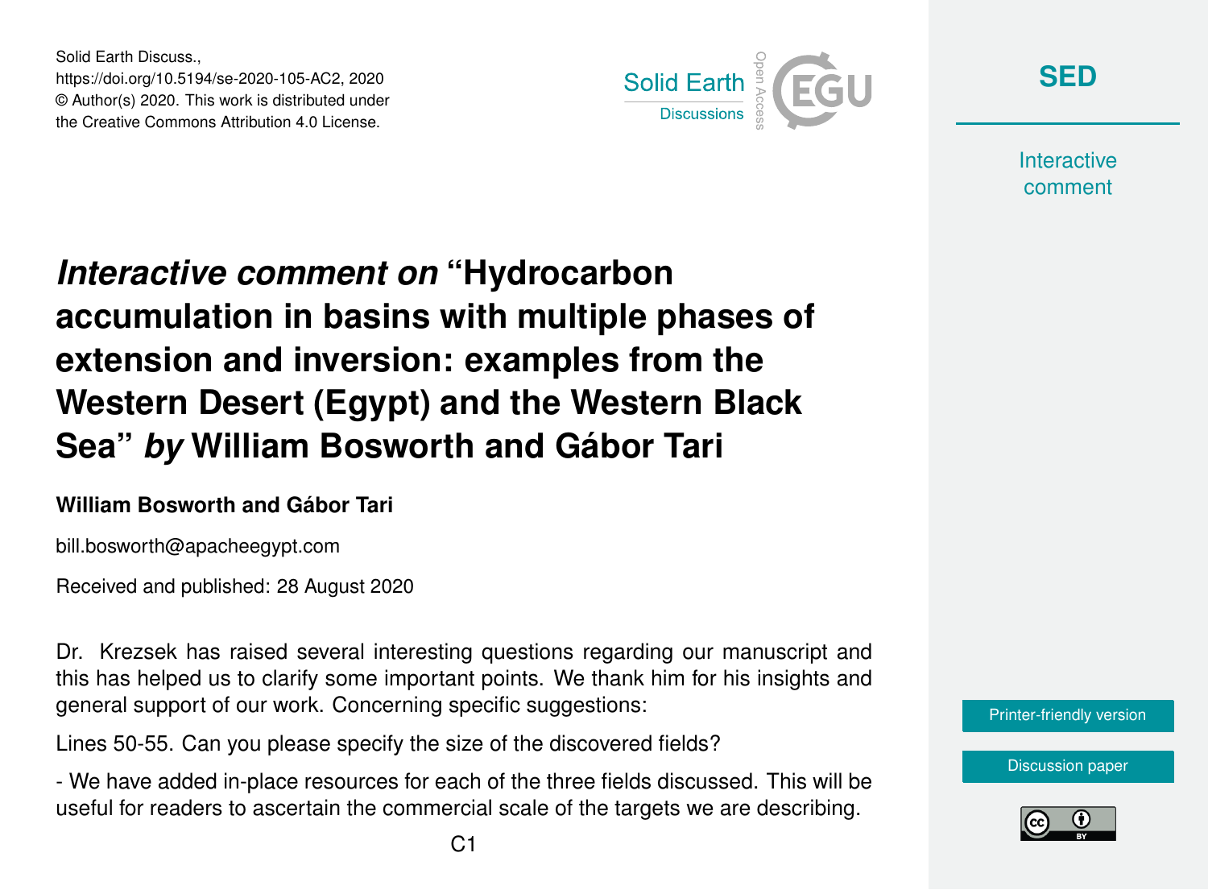Solid Earth Discuss.,
https://doi.org/10.5194/se-2020-105-AC2, 2020
© Author(s) 2020. This work is distributed under
the Creative Commons Attribution 4.0 License.

# *Interactive comment on* "Hydrocarbon accumulation in basins with multiple phases of extension and inversion: examples from the Western Desert (Egypt) and the Western Black Sea" *by* William Bosworth and Gábor Tari

**William Bosworth and Gábor Tari**

bill.bosworth@apacheegypt.com

Received and published: 28 August 2020

Dr. Krezsek has raised several interesting questions regarding our manuscript and this has helped us to clarify some important points. We thank him for his insights and general support of our work. Concerning specific suggestions:

Lines 50-55. Can you please specify the size of the discovered fields?

- We have added in-place resources for each of the three fields discussed. This will be useful for readers to ascertain the commercial scale of the targets we are describing.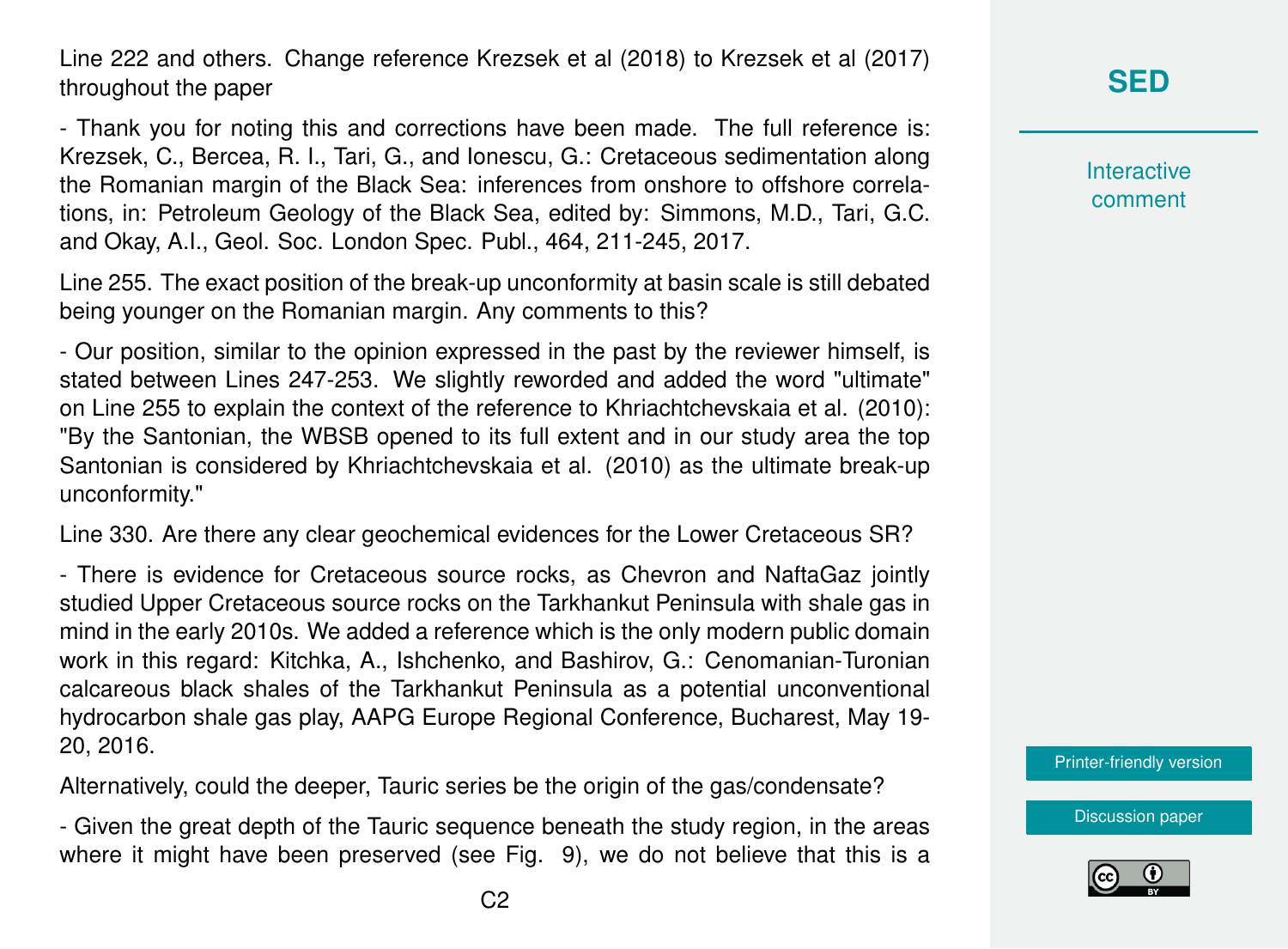Line 222 and others. Change reference Krezsek et al (2018) to Krezsek et al (2017) throughout the paper

- Thank you for noting this and corrections have been made. The full reference is: Krezsek, C., Bercea, R. I., Tari, G., and Ionescu, G.: Cretaceous sedimentation along the Romanian margin of the Black Sea: inferences from onshore to offshore correlations, in: Petroleum Geology of the Black Sea, edited by: Simmons, M.D., Tari, G.C. and Okay, A.I., Geol. Soc. London Spec. Publ., 464, 211-245, 2017.

Line 255. The exact position of the break-up unconformity at basin scale is still debated being younger on the Romanian margin. Any comments to this?

- Our position, similar to the opinion expressed in the past by the reviewer himself, is stated between Lines 247-253. We slightly reworded and added the word "ultimate" on Line 255 to explain the context of the reference to Khriachtchevskaia et al. (2010): "By the Santonian, the WBSB opened to its full extent and in our study area the top Santonian is considered by Khriachtchevskaia et al. (2010) as the ultimate break-up unconformity."

Line 330. Are there any clear geochemical evidences for the Lower Cretaceous SR?

- There is evidence for Cretaceous source rocks, as Chevron and NaftaGaz jointly studied Upper Cretaceous source rocks on the Tarkhankut Peninsula with shale gas in mind in the early 2010s. We added a reference which is the only modern public domain work in this regard: Kitchka, A., Ishchenko, and Bashirov, G.: Cenomanian-Turonian calcareous black shales of the Tarkhankut Peninsula as a potential unconventional hydrocarbon shale gas play, AAPG Europe Regional Conference, Bucharest, May 19-20, 2016.

Alternatively, could the deeper, Tauric series be the origin of the gas/condensate?

- Given the great depth of the Tauric sequence beneath the study region, in the areas where it might have been preserved (see Fig. 9), we do not believe that this is a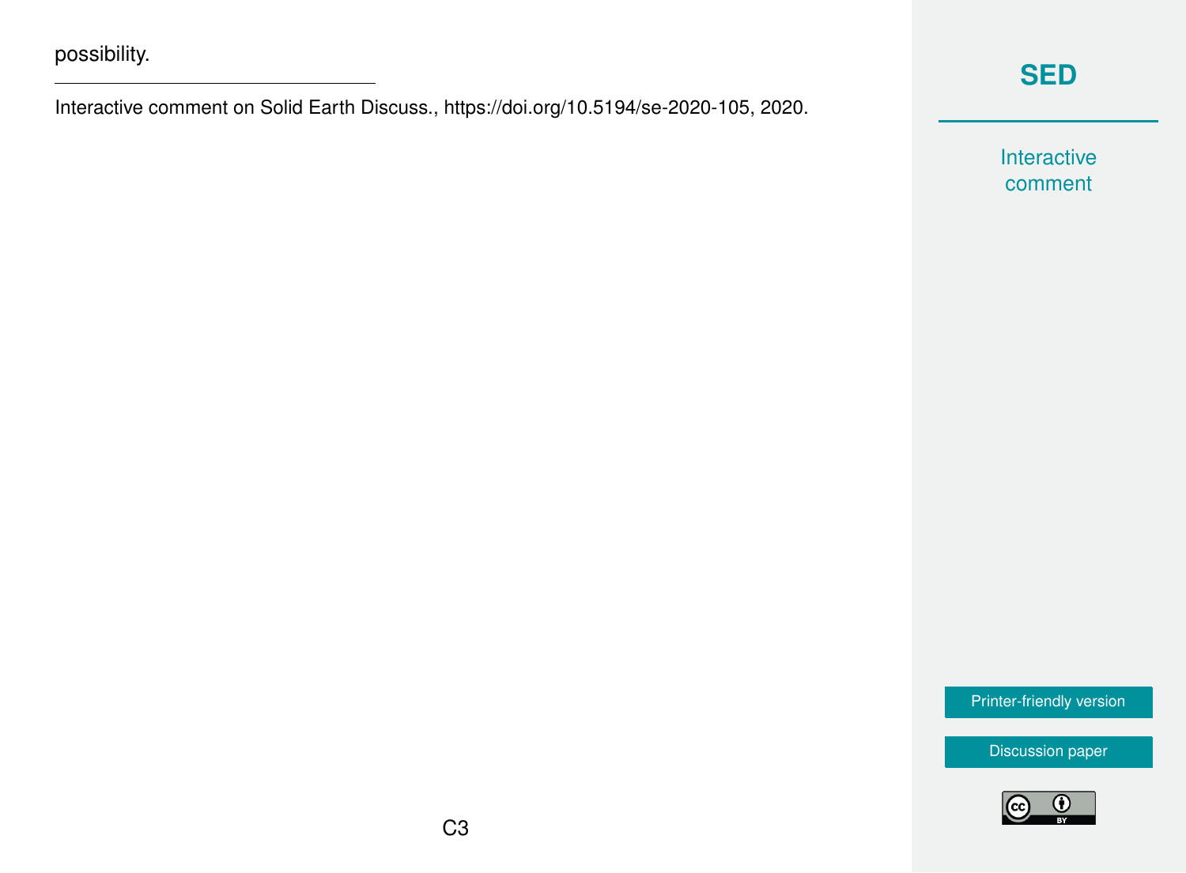possibility.

---

Interactive comment on Solid Earth Discuss., https://doi.org/10.5194/se-2020-105, 2020.